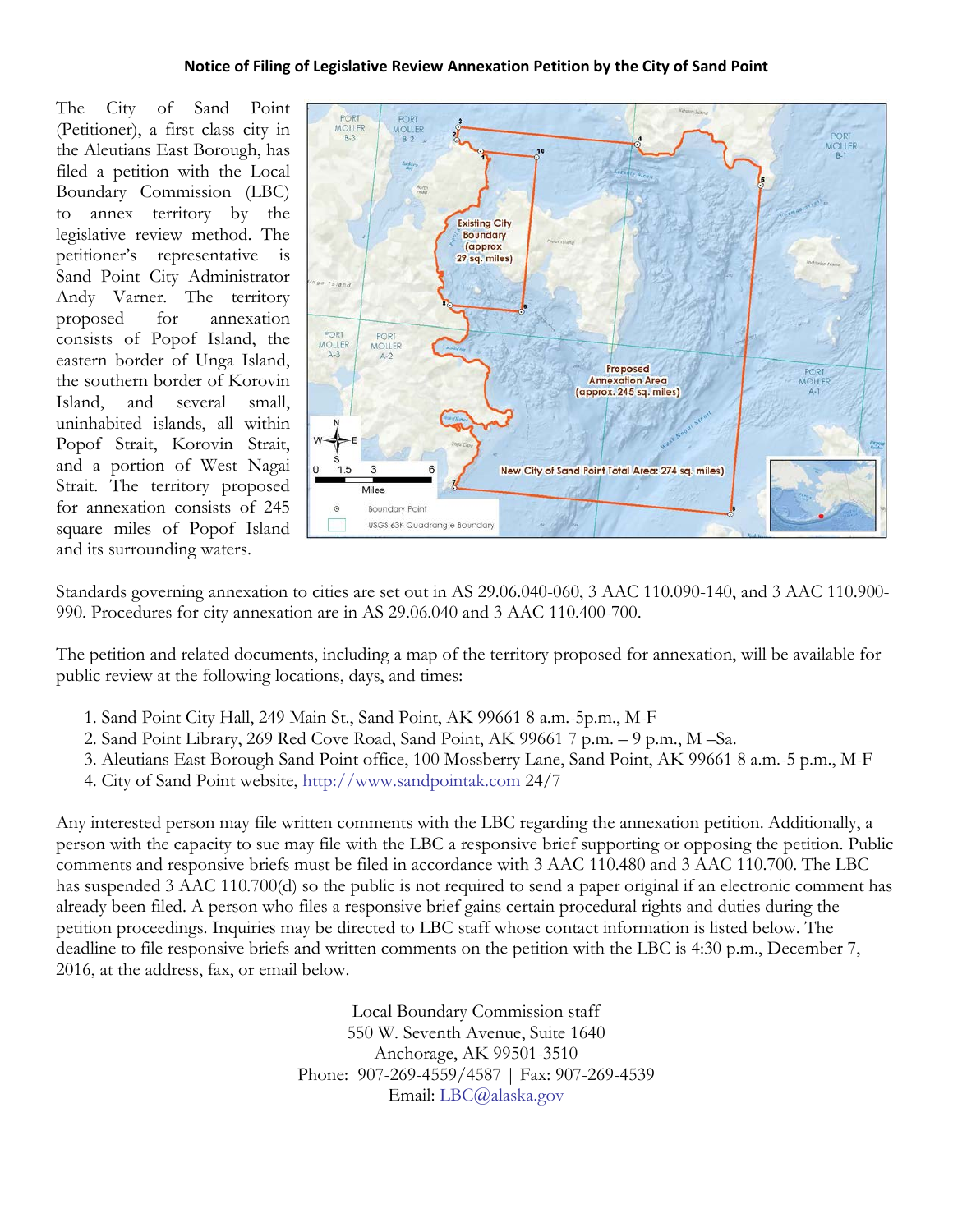**Notice of Filing of Legislative Review Annexation Petition by the City of Sand Point**

The City of Sand Point (Petitioner), a first class city in the Aleutians East Borough, has filed a petition with the Local Boundary Commission (LBC) to annex territory by the legislative review method. The petitioner's representative is Sand Point City Administrator Andy Varner. The territory proposed for annexation consists of Popof Island, the eastern border of Unga Island, the southern border of Korovin Island, and several small, uninhabited islands, all within Popof Strait, Korovin Strait, and a portion of West Nagai Strait. The territory proposed for annexation consists of 245 square miles of Popof Island and its surrounding waters.

Standards governing annexation to cities are set out in AS 29.06.040-060, 3 AAC 110.090-140, and 3 AAC 110.900-990. Procedures for city annexation are in AS 29.06.040 and 3 AAC 110.400-700.

The petition and related documents, including a map of the territory proposed for annexation, will be available for public review at the following locations, days, and times:

1. Sand Point City Hall, 249 Main St., Sand Point, AK 99661 8 a.m.-5p.m., M-F
2. Sand Point Library, 269 Red Cove Road, Sand Point, AK 99661 7 p.m. – 9 p.m., M –Sa.
3. Aleutians East Borough Sand Point office, 100 Mossberry Lane, Sand Point, AK 99661 8 a.m.-5 p.m., M-F
4. City of Sand Point website, http://www.sandpointak.com 24/7

Any interested person may file written comments with the LBC regarding the annexation petition. Additionally, a person with the capacity to sue may file with the LBC a responsive brief supporting or opposing the petition. Public comments and responsive briefs must be filed in accordance with 3 AAC 110.480 and 3 AAC 110.700. The LBC has suspended 3 AAC 110.700(d) so the public is not required to send a paper original if an electronic comment has already been filed. A person who files a responsive brief gains certain procedural rights and duties during the petition proceedings. Inquiries may be directed to LBC staff whose contact information is listed below. The deadline to file responsive briefs and written comments on the petition with the LBC is 4:30 p.m., December 7, 2016, at the address, fax, or email below.

Local Boundary Commission staff
550 W. Seventh Avenue, Suite 1640
Anchorage, AK 99501-3510
Phone: 907-269-4559/4587 | Fax: 907-269-4539
Email: LBC@alaska.gov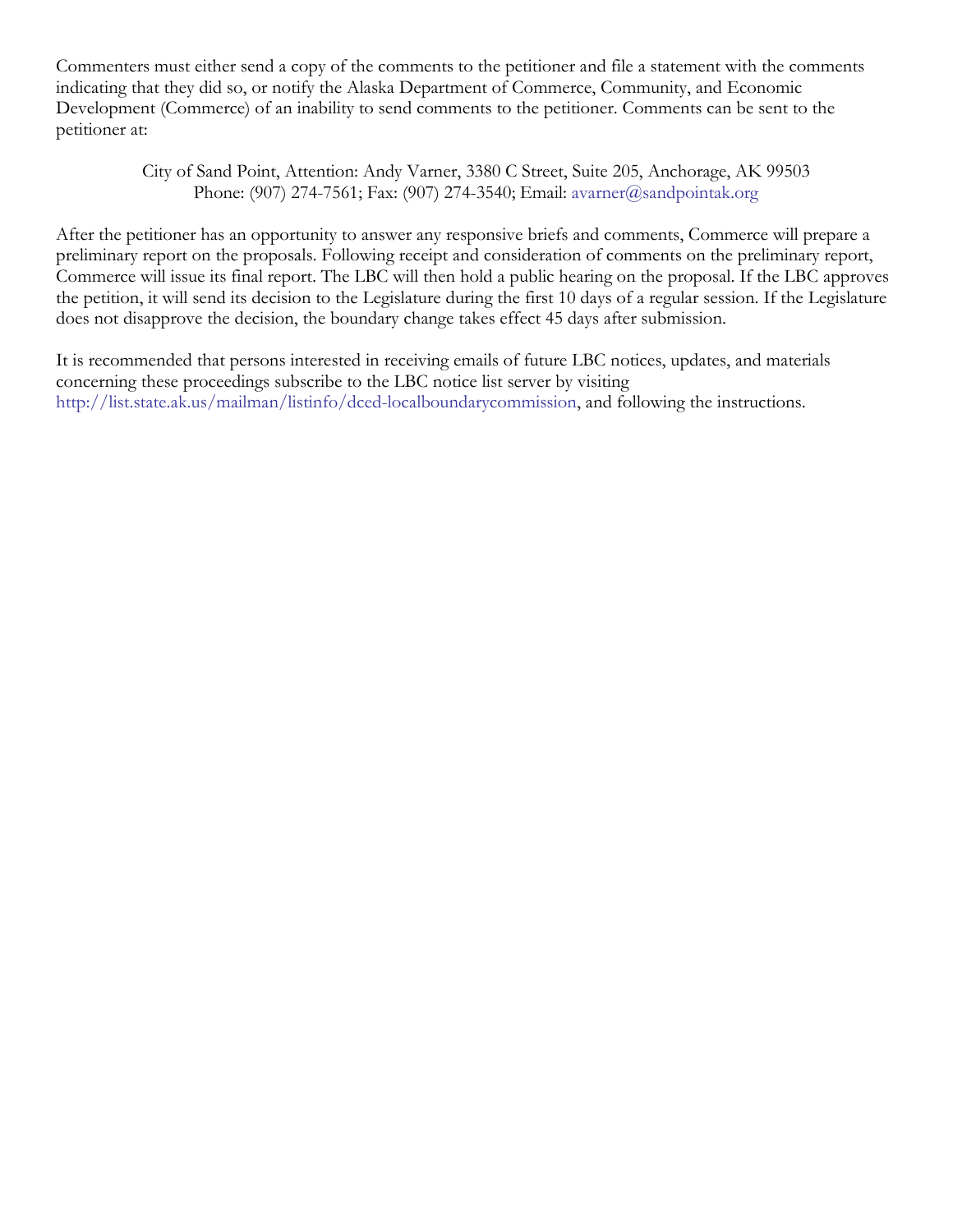Commenters must either send a copy of the comments to the petitioner and file a statement with the comments indicating that they did so, or notify the Alaska Department of Commerce, Community, and Economic Development (Commerce) of an inability to send comments to the petitioner. Comments can be sent to the petitioner at:

City of Sand Point, Attention: Andy Varner, 3380 C Street, Suite 205, Anchorage, AK 99503
Phone: (907) 274-7561; Fax: (907) 274-3540; Email: avarner@sandpointak.org

After the petitioner has an opportunity to answer any responsive briefs and comments, Commerce will prepare a preliminary report on the proposals. Following receipt and consideration of comments on the preliminary report, Commerce will issue its final report. The LBC will then hold a public hearing on the proposal. If the LBC approves the petition, it will send its decision to the Legislature during the first 10 days of a regular session. If the Legislature does not disapprove the decision, the boundary change takes effect 45 days after submission.

It is recommended that persons interested in receiving emails of future LBC notices, updates, and materials concerning these proceedings subscribe to the LBC notice list server by visiting http://list.state.ak.us/mailman/listinfo/dced-localboundarycommission, and following the instructions.